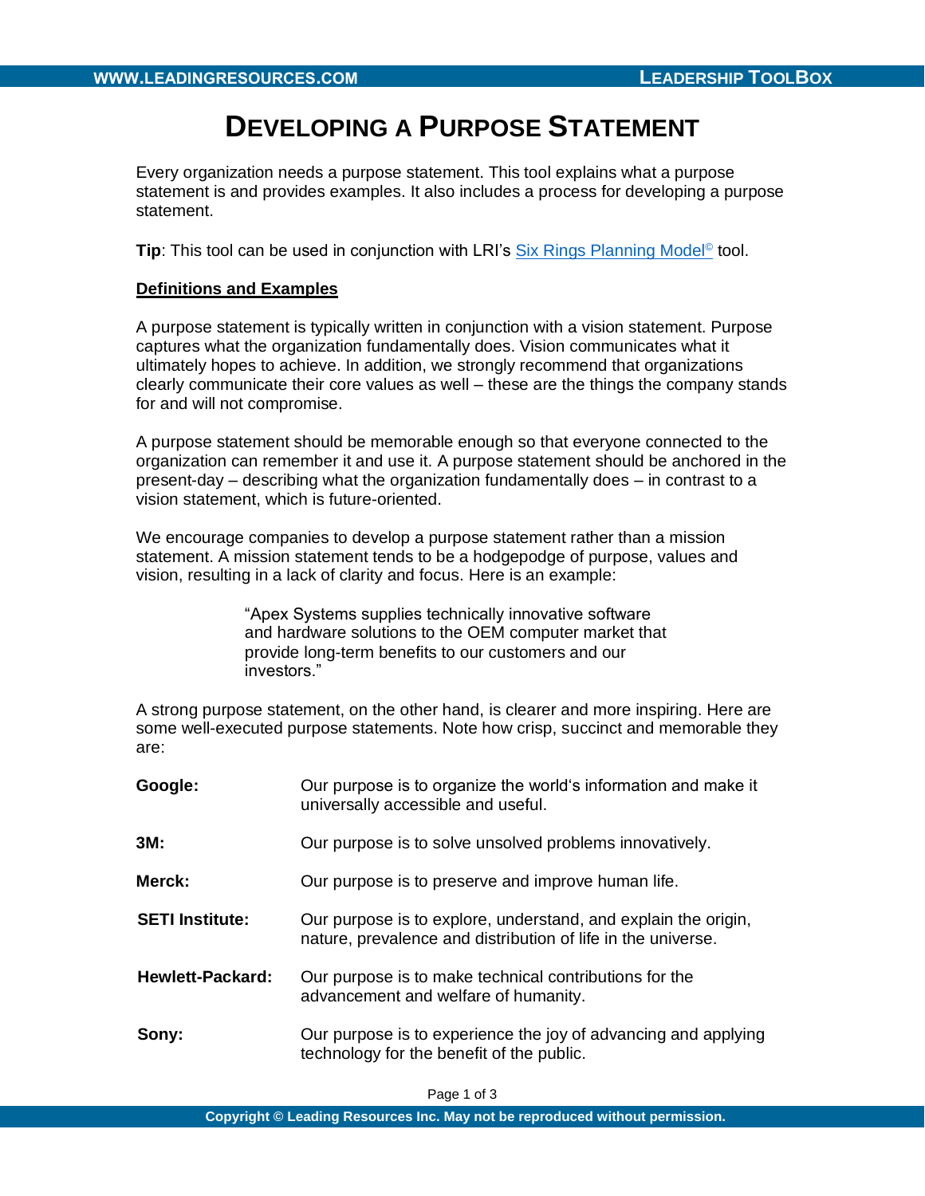# DEVELOPING A PURPOSE STATEMENT

Every organization needs a purpose statement. This tool explains what a purpose statement is and provides examples. It also includes a process for developing a purpose statement.

**Tip**: This tool can be used in conjunction with LRI's Six Rings Planning Model© tool.

## Definitions and Examples

A purpose statement is typically written in conjunction with a vision statement. Purpose captures what the organization fundamentally does. Vision communicates what it ultimately hopes to achieve. In addition, we strongly recommend that organizations clearly communicate their core values as well – these are the things the company stands for and will not compromise.

A purpose statement should be memorable enough so that everyone connected to the organization can remember it and use it. A purpose statement should be anchored in the present-day – describing what the organization fundamentally does – in contrast to a vision statement, which is future-oriented.

We encourage companies to develop a purpose statement rather than a mission statement. A mission statement tends to be a hodgepodge of purpose, values and vision, resulting in a lack of clarity and focus. Here is an example:

> "Apex Systems supplies technically innovative software and hardware solutions to the OEM computer market that provide long-term benefits to our customers and our investors."

A strong purpose statement, on the other hand, is clearer and more inspiring. Here are some well-executed purpose statements. Note how crisp, succinct and memorable they are:

| | |
|---|---|
| **Google:** | Our purpose is to organize the world's information and make it universally accessible and useful. |
| **3M:** | Our purpose is to solve unsolved problems innovatively. |
| **Merck:** | Our purpose is to preserve and improve human life. |
| **SETI Institute:** | Our purpose is to explore, understand, and explain the origin, nature, prevalence and distribution of life in the universe. |
| **Hewlett-Packard:** | Our purpose is to make technical contributions for the advancement and welfare of humanity. |
| **Sony:** | Our purpose is to experience the joy of advancing and applying technology for the benefit of the public. |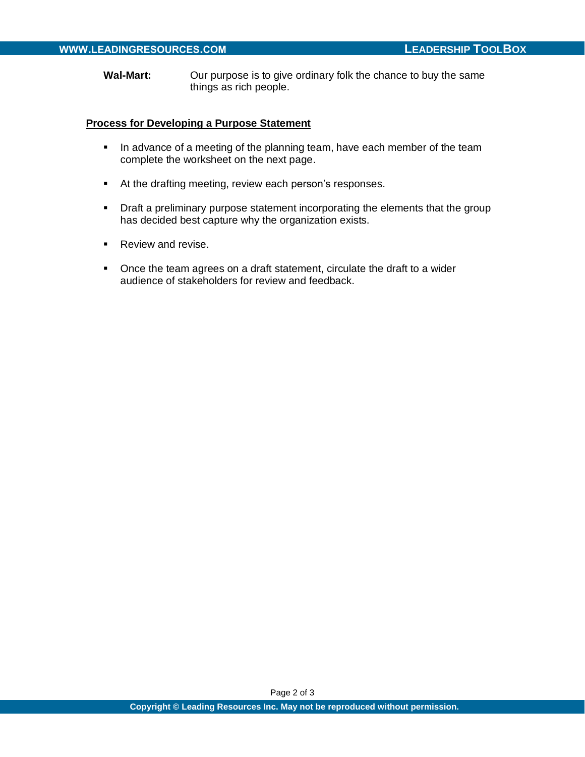**Wal-Mart:** Our purpose is to give ordinary folk the chance to buy the same things as rich people.

**Process for Developing a Purpose Statement**

- In advance of a meeting of the planning team, have each member of the team complete the worksheet on the next page.
- At the drafting meeting, review each person's responses.
- Draft a preliminary purpose statement incorporating the elements that the group has decided best capture why the organization exists.
- Review and revise.
- Once the team agrees on a draft statement, circulate the draft to a wider audience of stakeholders for review and feedback.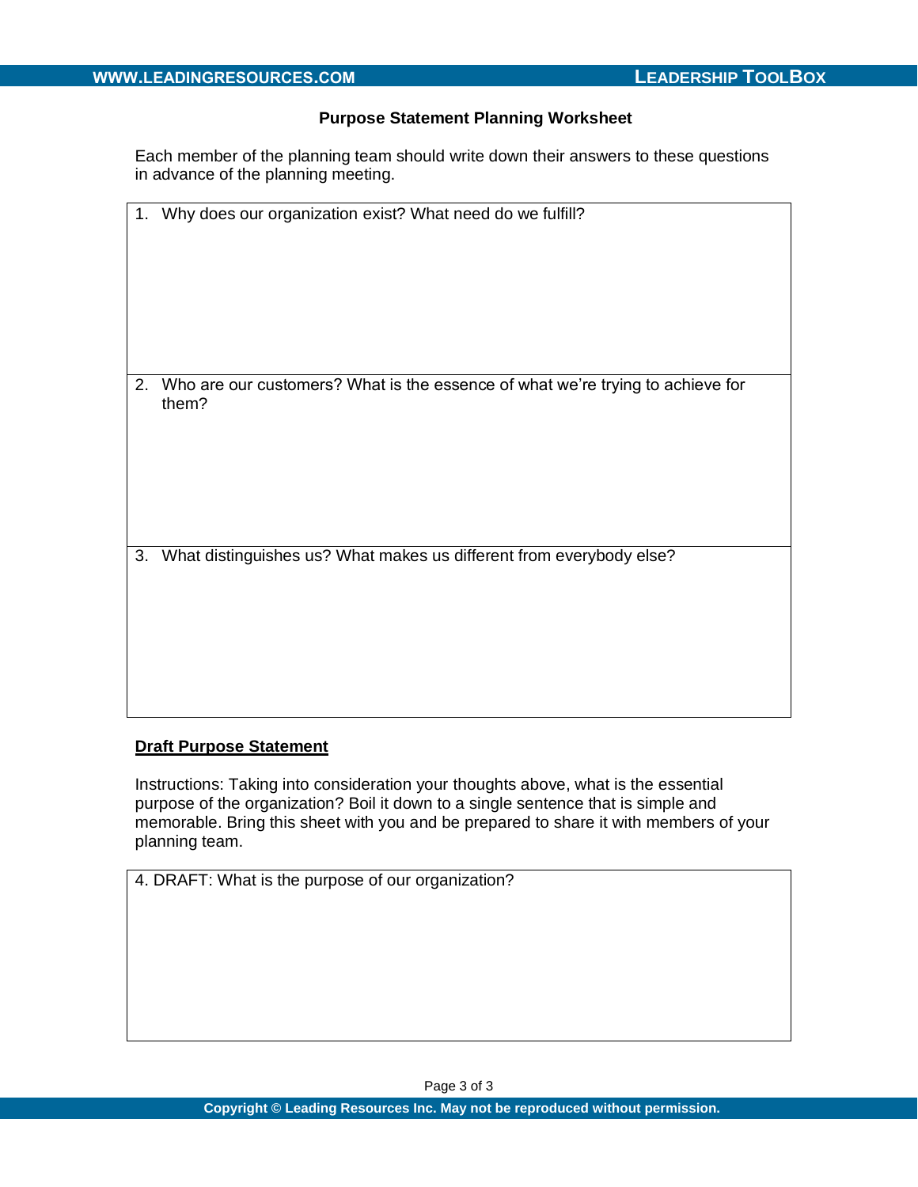## Purpose Statement Planning Worksheet

Each member of the planning team should write down their answers to these questions in advance of the planning meeting.

| |
|---|
| 1. Why does our organization exist? What need do we fulfill? |
| 2. Who are our customers? What is the essence of what we're trying to achieve for them? |
| 3. What distinguishes us? What makes us different from everybody else? |

**<u>Draft Purpose Statement</u>**

Instructions: Taking into consideration your thoughts above, what is the essential purpose of the organization? Boil it down to a single sentence that is simple and memorable. Bring this sheet with you and be prepared to share it with members of your planning team.

| |
|---|
| 4. DRAFT: What is the purpose of our organization? |